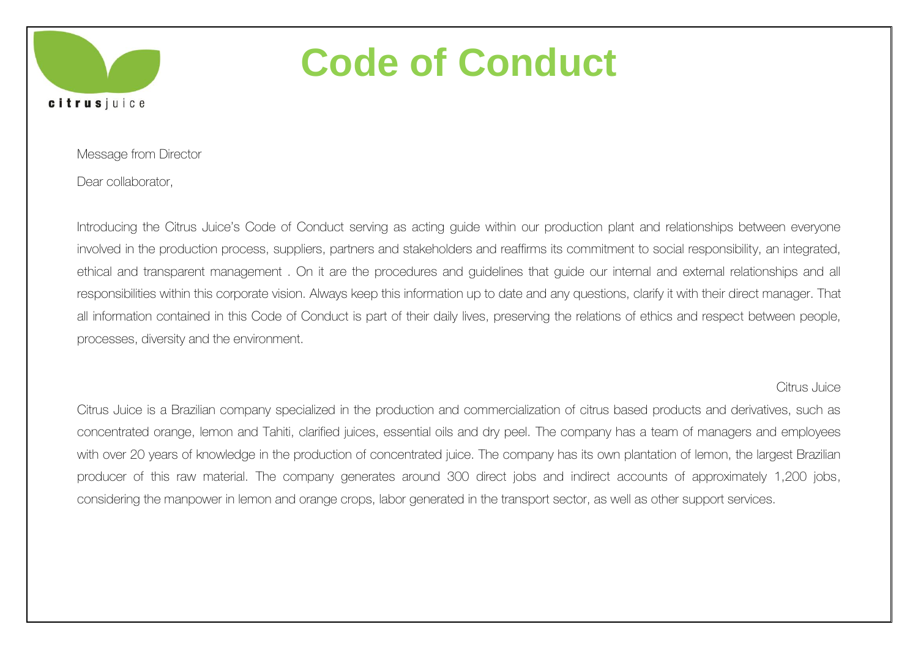citrusjuice

# Code of Conduct

Message from Director

Dear collaborator,

Introducing the Citrus Juice's Code of Conduct serving as acting guide within our production plant and relationships between everyone involved in the production process, suppliers, partners and stakeholders and reaffirms its commitment to social responsibility, an integrated, ethical and transparent management . On it are the procedures and guidelines that guide our internal and external relationships and all responsibilities within this corporate vision. Always keep this information up to date and any questions, clarify it with their direct manager. That all information contained in this Code of Conduct is part of their daily lives, preserving the relations of ethics and respect between people, processes, diversity and the environment.

Citrus Juice

Citrus Juice is a Brazilian company specialized in the production and commercialization of citrus based products and derivatives, such as concentrated orange, lemon and Tahiti, clarified juices, essential oils and dry peel. The company has a team of managers and employees with over 20 years of knowledge in the production of concentrated juice. The company has its own plantation of lemon, the largest Brazilian producer of this raw material. The company generates around 300 direct jobs and indirect accounts of approximately 1,200 jobs, considering the manpower in lemon and orange crops, labor generated in the transport sector, as well as other support services.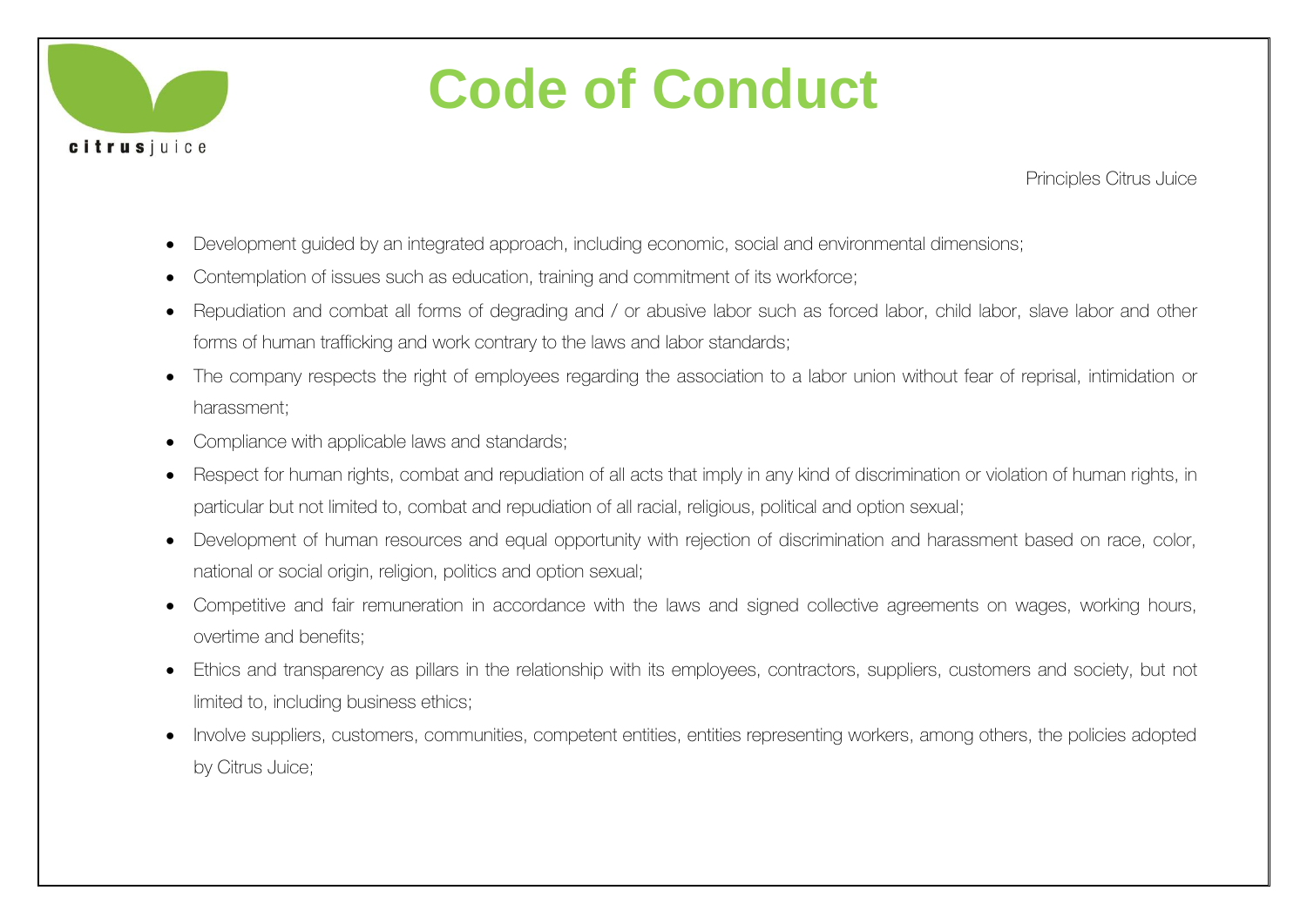# Code of Conduct

Principles Citrus Juice

- Development guided by an integrated approach, including economic, social and environmental dimensions;
- Contemplation of issues such as education, training and commitment of its workforce;
- Repudiation and combat all forms of degrading and / or abusive labor such as forced labor, child labor, slave labor and other forms of human trafficking and work contrary to the laws and labor standards;
- The company respects the right of employees regarding the association to a labor union without fear of reprisal, intimidation or harassment;
- Compliance with applicable laws and standards;
- Respect for human rights, combat and repudiation of all acts that imply in any kind of discrimination or violation of human rights, in particular but not limited to, combat and repudiation of all racial, religious, political and option sexual;
- Development of human resources and equal opportunity with rejection of discrimination and harassment based on race, color, national or social origin, religion, politics and option sexual;
- Competitive and fair remuneration in accordance with the laws and signed collective agreements on wages, working hours, overtime and benefits;
- Ethics and transparency as pillars in the relationship with its employees, contractors, suppliers, customers and society, but not limited to, including business ethics;
- Involve suppliers, customers, communities, competent entities, entities representing workers, among others, the policies adopted by Citrus Juice;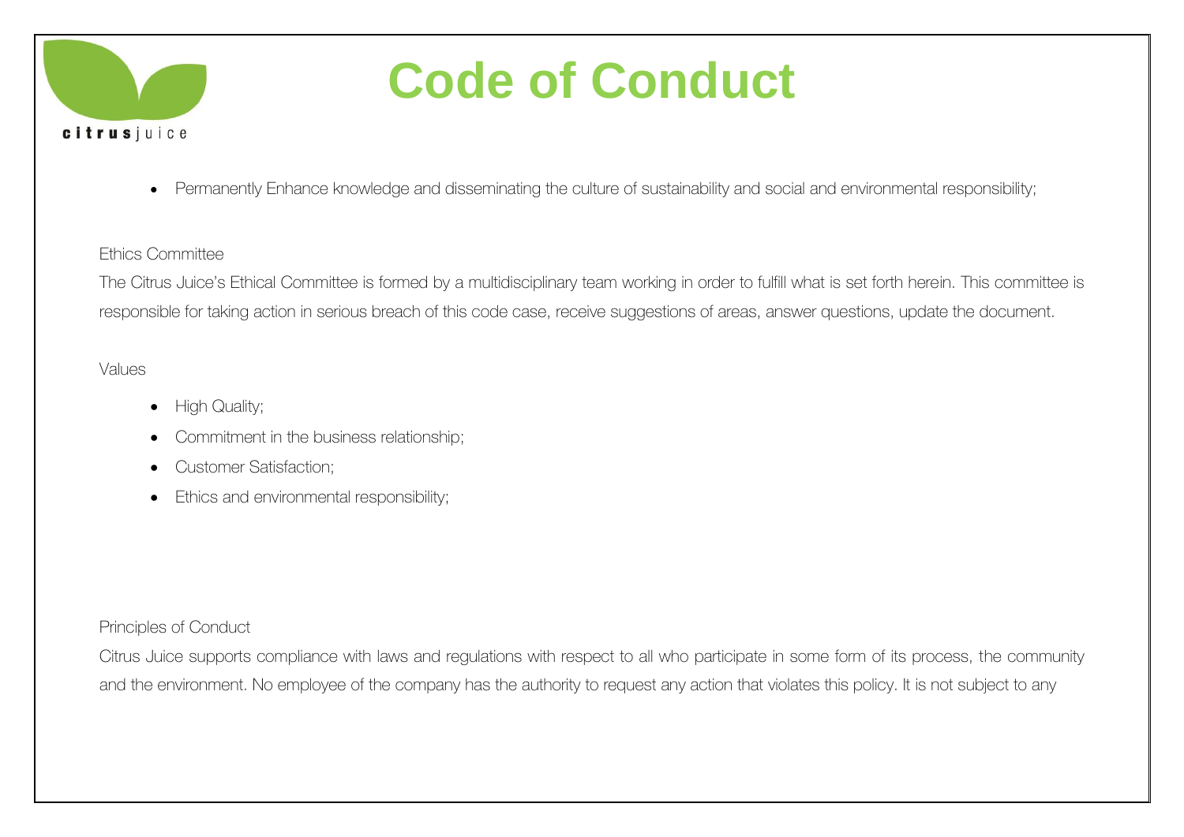- Permanently Enhance knowledge and disseminating the culture of sustainability and social and environmental responsibility;

Ethics Committee

The Citrus Juice's Ethical Committee is formed by a multidisciplinary team working in order to fulfill what is set forth herein. This committee is responsible for taking action in serious breach of this code case, receive suggestions of areas, answer questions, update the document.

Values

- High Quality;
- Commitment in the business relationship;
- Customer Satisfaction;
- Ethics and environmental responsibility;

Principles of Conduct

Citrus Juice supports compliance with laws and regulations with respect to all who participate in some form of its process, the community and the environment. No employee of the company has the authority to request any action that violates this policy. It is not subject to any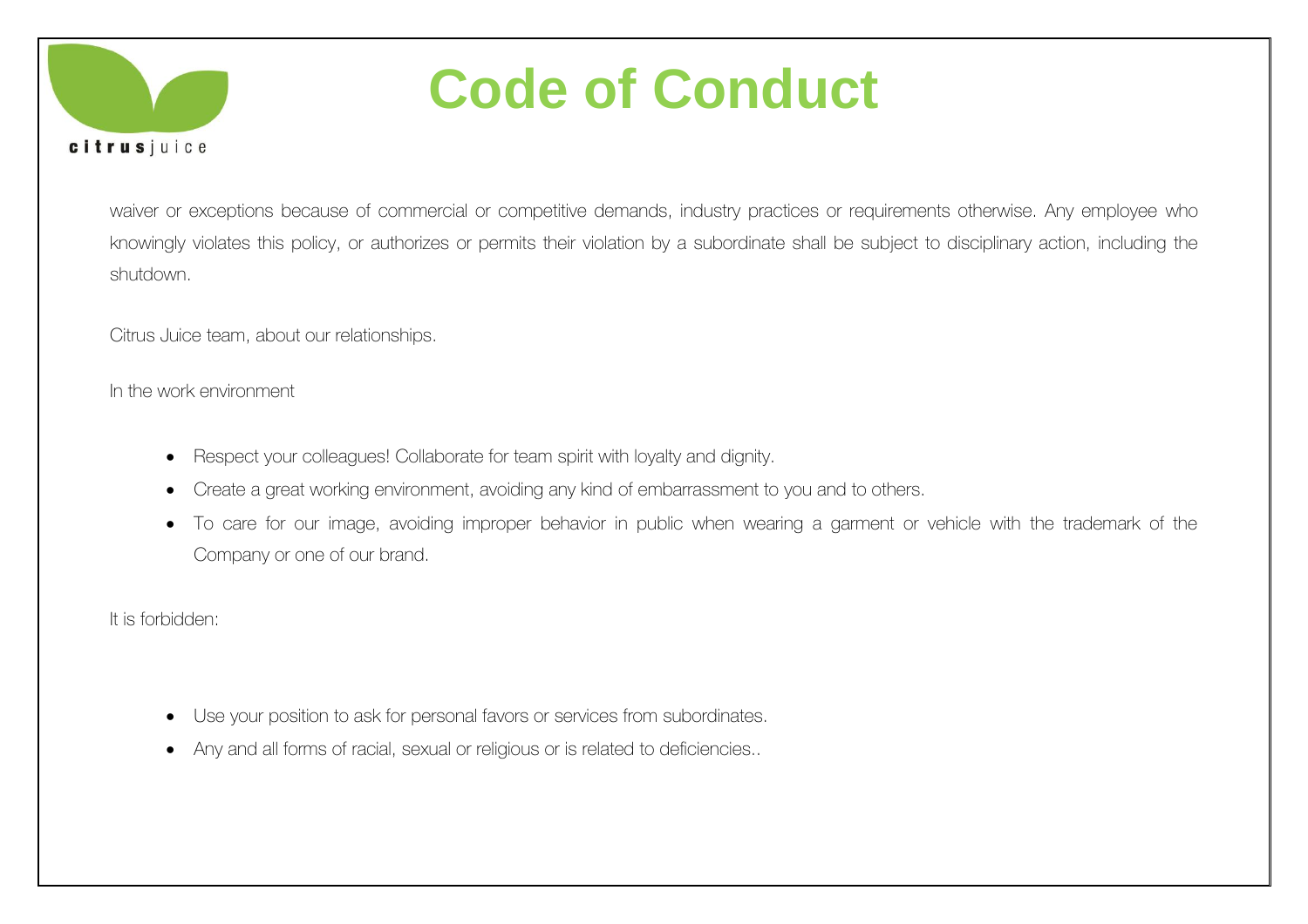waiver or exceptions because of commercial or competitive demands, industry practices or requirements otherwise. Any employee who knowingly violates this policy, or authorizes or permits their violation by a subordinate shall be subject to disciplinary action, including the shutdown.

Citrus Juice team, about our relationships.

In the work environment

- Respect your colleagues! Collaborate for team spirit with loyalty and dignity.
- Create a great working environment, avoiding any kind of embarrassment to you and to others.
- To care for our image, avoiding improper behavior in public when wearing a garment or vehicle with the trademark of the Company or one of our brand.

It is forbidden:

- Use your position to ask for personal favors or services from subordinates.
- Any and all forms of racial, sexual or religious or is related to deficiencies..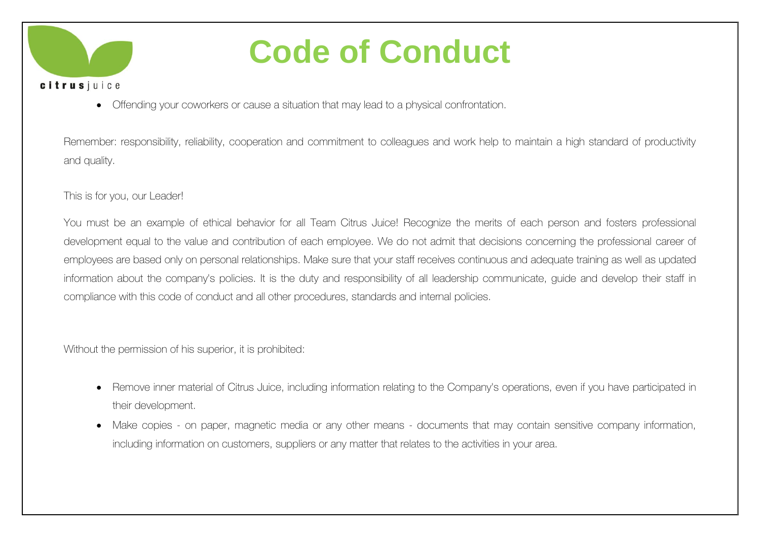# Code of Conduct

- Offending your coworkers or cause a situation that may lead to a physical confrontation.

Remember: responsibility, reliability, cooperation and commitment to colleagues and work help to maintain a high standard of productivity and quality.

This is for you, our Leader!

You must be an example of ethical behavior for all Team Citrus Juice! Recognize the merits of each person and fosters professional development equal to the value and contribution of each employee. We do not admit that decisions concerning the professional career of employees are based only on personal relationships. Make sure that your staff receives continuous and adequate training as well as updated information about the company's policies. It is the duty and responsibility of all leadership communicate, guide and develop their staff in compliance with this code of conduct and all other procedures, standards and internal policies.

Without the permission of his superior, it is prohibited:

- Remove inner material of Citrus Juice, including information relating to the Company's operations, even if you have participated in their development.
- Make copies - on paper, magnetic media or any other means - documents that may contain sensitive company information, including information on customers, suppliers or any matter that relates to the activities in your area.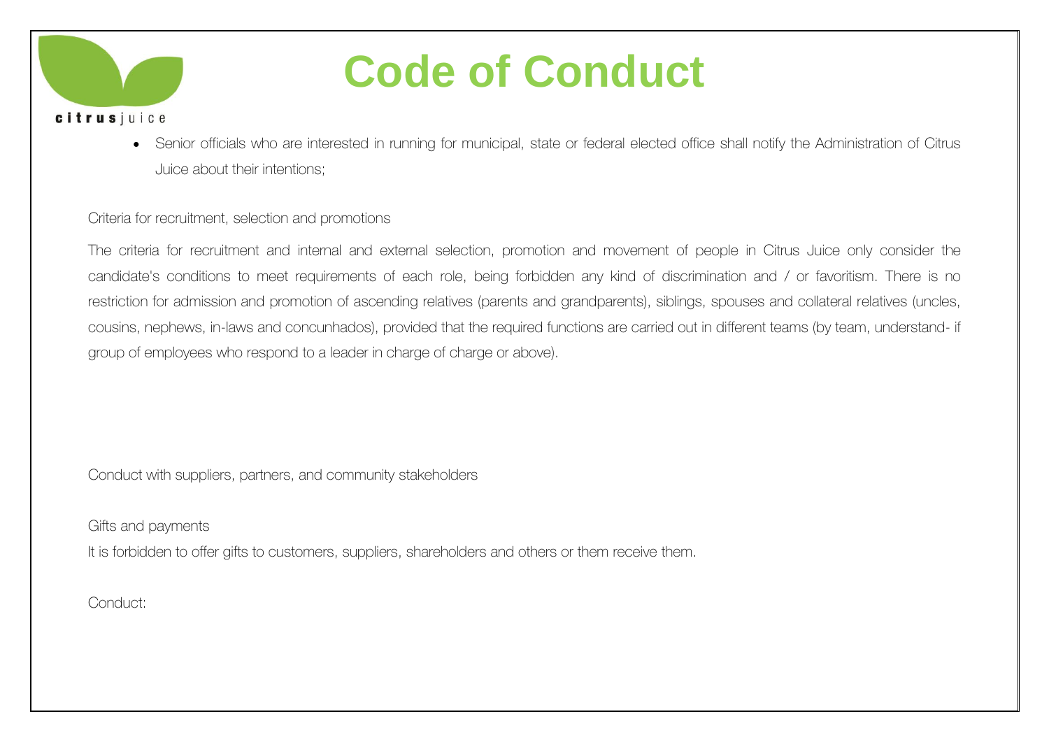- Senior officials who are interested in running for municipal, state or federal elected office shall notify the Administration of Citrus Juice about their intentions;

Criteria for recruitment, selection and promotions

The criteria for recruitment and internal and external selection, promotion and movement of people in Citrus Juice only consider the candidate's conditions to meet requirements of each role, being forbidden any kind of discrimination and / or favoritism. There is no restriction for admission and promotion of ascending relatives (parents and grandparents), siblings, spouses and collateral relatives (uncles, cousins, nephews, in-laws and concunhados), provided that the required functions are carried out in different teams (by team, understand- if group of employees who respond to a leader in charge of charge or above).

Conduct with suppliers, partners, and community stakeholders

Gifts and payments

It is forbidden to offer gifts to customers, suppliers, shareholders and others or them receive them.

Conduct: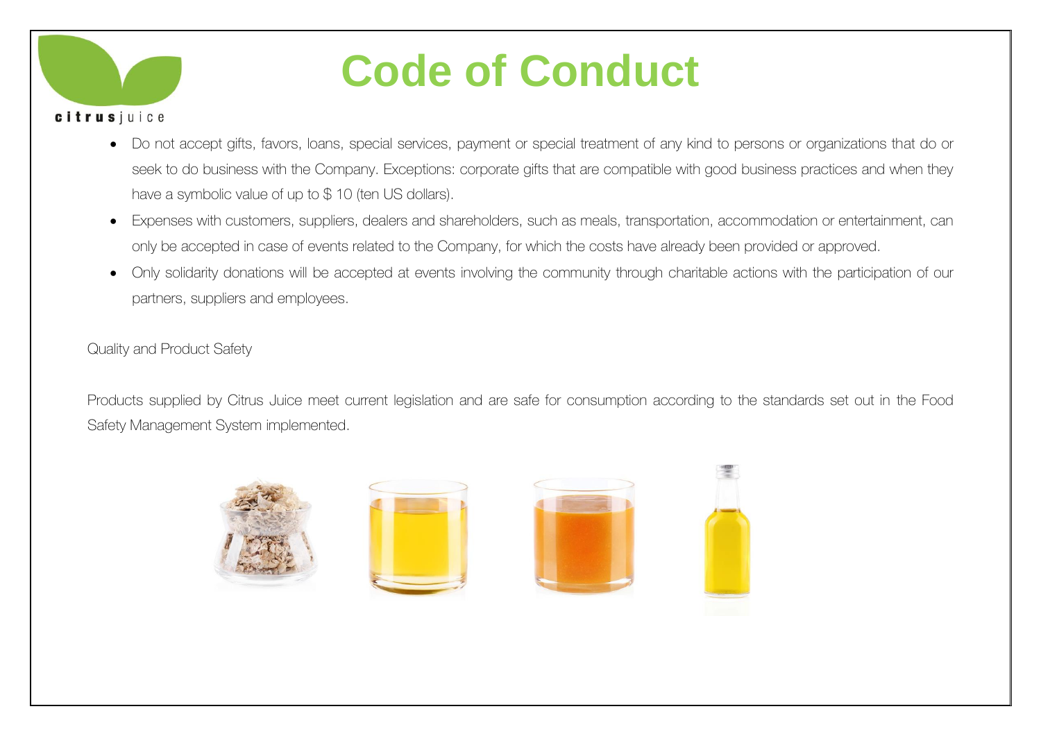# Code of Conduct

- Do not accept gifts, favors, loans, special services, payment or special treatment of any kind to persons or organizations that do or seek to do business with the Company. Exceptions: corporate gifts that are compatible with good business practices and when they have a symbolic value of up to $ 10 (ten US dollars).
- Expenses with customers, suppliers, dealers and shareholders, such as meals, transportation, accommodation or entertainment, can only be accepted in case of events related to the Company, for which the costs have already been provided or approved.
- Only solidarity donations will be accepted at events involving the community through charitable actions with the participation of our partners, suppliers and employees.

Quality and Product Safety

Products supplied by Citrus Juice meet current legislation and are safe for consumption according to the standards set out in the Food Safety Management System implemented.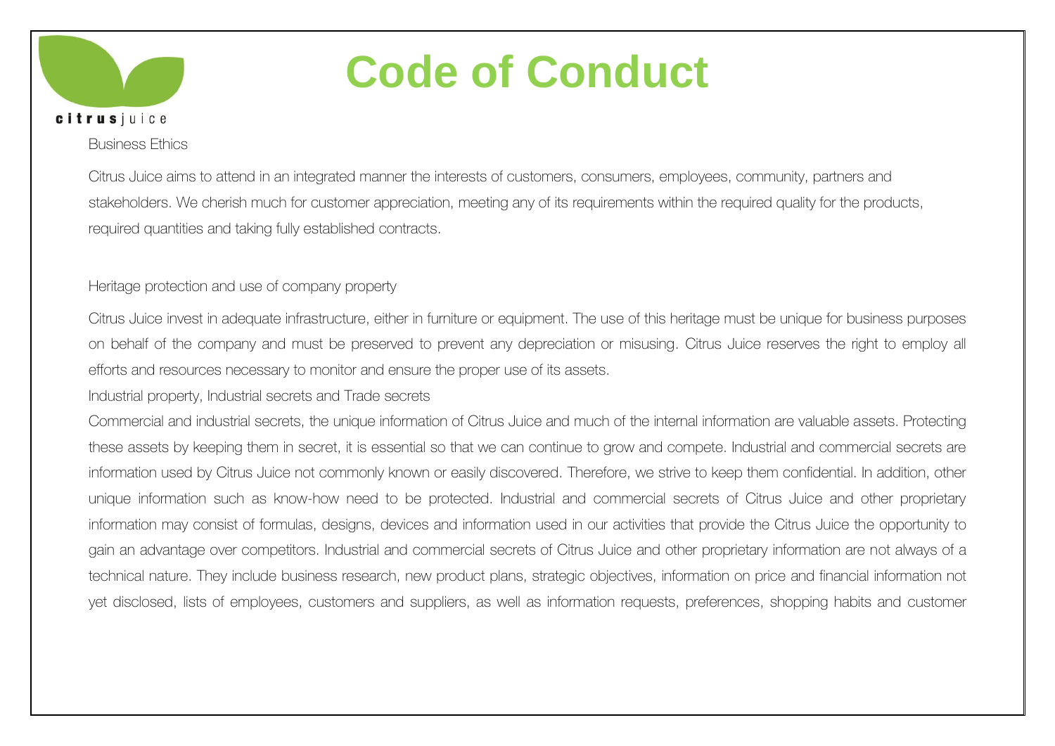# Code of Conduct

Business Ethics

Citrus Juice aims to attend in an integrated manner the interests of customers, consumers, employees, community, partners and stakeholders. We cherish much for customer appreciation, meeting any of its requirements within the required quality for the products, required quantities and taking fully established contracts.

Heritage protection and use of company property

Citrus Juice invest in adequate infrastructure, either in furniture or equipment. The use of this heritage must be unique for business purposes on behalf of the company and must be preserved to prevent any depreciation or misusing. Citrus Juice reserves the right to employ all efforts and resources necessary to monitor and ensure the proper use of its assets.

Industrial property, Industrial secrets and Trade secrets

Commercial and industrial secrets, the unique information of Citrus Juice and much of the internal information are valuable assets. Protecting these assets by keeping them in secret, it is essential so that we can continue to grow and compete. Industrial and commercial secrets are information used by Citrus Juice not commonly known or easily discovered. Therefore, we strive to keep them confidential. In addition, other unique information such as know-how need to be protected. Industrial and commercial secrets of Citrus Juice and other proprietary information may consist of formulas, designs, devices and information used in our activities that provide the Citrus Juice the opportunity to gain an advantage over competitors. Industrial and commercial secrets of Citrus Juice and other proprietary information are not always of a technical nature. They include business research, new product plans, strategic objectives, information on price and financial information not yet disclosed, lists of employees, customers and suppliers, as well as information requests, preferences, shopping habits and customer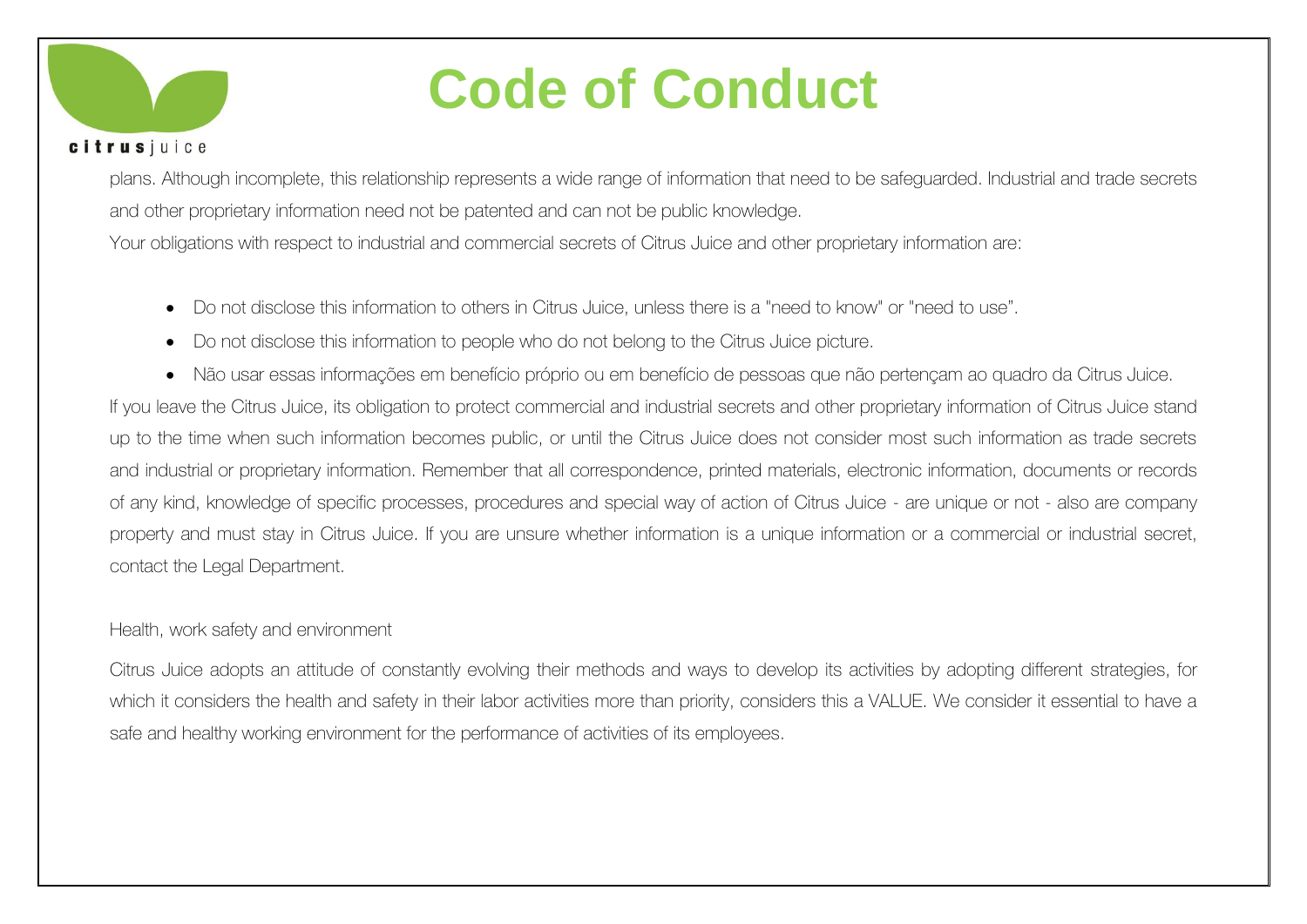plans. Although incomplete, this relationship represents a wide range of information that need to be safeguarded. Industrial and trade secrets and other proprietary information need not be patented and can not be public knowledge.

Your obligations with respect to industrial and commercial secrets of Citrus Juice and other proprietary information are:

- Do not disclose this information to others in Citrus Juice, unless there is a "need to know" or "need to use".
- Do not disclose this information to people who do not belong to the Citrus Juice picture.
- Não usar essas informações em benefício próprio ou em benefício de pessoas que não pertençam ao quadro da Citrus Juice.

If you leave the Citrus Juice, its obligation to protect commercial and industrial secrets and other proprietary information of Citrus Juice stand up to the time when such information becomes public, or until the Citrus Juice does not consider most such information as trade secrets and industrial or proprietary information. Remember that all correspondence, printed materials, electronic information, documents or records of any kind, knowledge of specific processes, procedures and special way of action of Citrus Juice - are unique or not - also are company property and must stay in Citrus Juice. If you are unsure whether information is a unique information or a commercial or industrial secret, contact the Legal Department.

## Health, work safety and environment

Citrus Juice adopts an attitude of constantly evolving their methods and ways to develop its activities by adopting different strategies, for which it considers the health and safety in their labor activities more than priority, considers this a VALUE. We consider it essential to have a safe and healthy working environment for the performance of activities of its employees.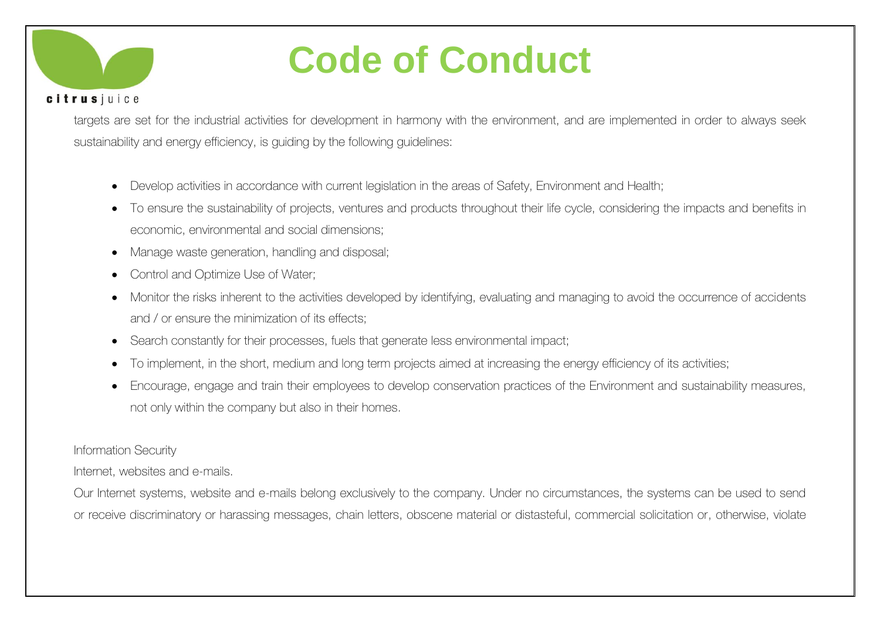targets are set for the industrial activities for development in harmony with the environment, and are implemented in order to always seek sustainability and energy efficiency, is guiding by the following guidelines:

- Develop activities in accordance with current legislation in the areas of Safety, Environment and Health;
- To ensure the sustainability of projects, ventures and products throughout their life cycle, considering the impacts and benefits in economic, environmental and social dimensions;
- Manage waste generation, handling and disposal;
- Control and Optimize Use of Water;
- Monitor the risks inherent to the activities developed by identifying, evaluating and managing to avoid the occurrence of accidents and / or ensure the minimization of its effects;
- Search constantly for their processes, fuels that generate less environmental impact;
- To implement, in the short, medium and long term projects aimed at increasing the energy efficiency of its activities;
- Encourage, engage and train their employees to develop conservation practices of the Environment and sustainability measures, not only within the company but also in their homes.

Information Security

Internet, websites and e-mails.

Our Internet systems, website and e-mails belong exclusively to the company. Under no circumstances, the systems can be used to send or receive discriminatory or harassing messages, chain letters, obscene material or distasteful, commercial solicitation or, otherwise, violate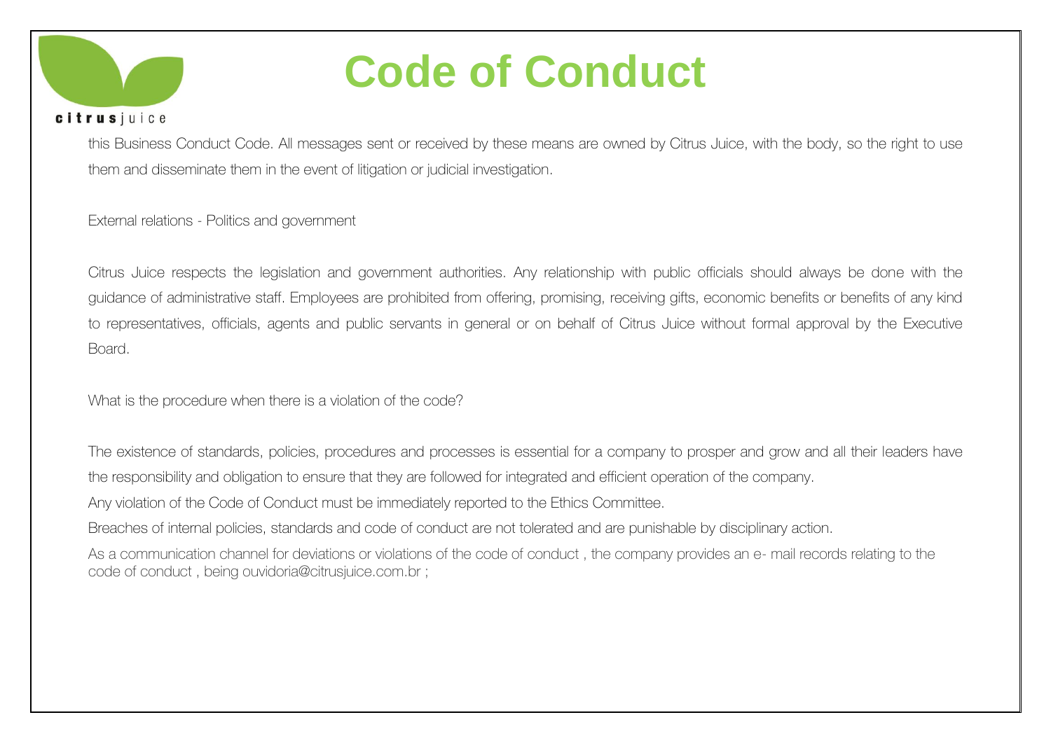# Code of Conduct

this Business Conduct Code. All messages sent or received by these means are owned by Citrus Juice, with the body, so the right to use them and disseminate them in the event of litigation or judicial investigation.

External relations - Politics and government

Citrus Juice respects the legislation and government authorities. Any relationship with public officials should always be done with the guidance of administrative staff. Employees are prohibited from offering, promising, receiving gifts, economic benefits or benefits of any kind to representatives, officials, agents and public servants in general or on behalf of Citrus Juice without formal approval by the Executive Board.

What is the procedure when there is a violation of the code?

The existence of standards, policies, procedures and processes is essential for a company to prosper and grow and all their leaders have the responsibility and obligation to ensure that they are followed for integrated and efficient operation of the company.

Any violation of the Code of Conduct must be immediately reported to the Ethics Committee.

Breaches of internal policies, standards and code of conduct are not tolerated and are punishable by disciplinary action.

As a communication channel for deviations or violations of the code of conduct , the company provides an e- mail records relating to the code of conduct , being ouvidoria@citrusjuice.com.br ;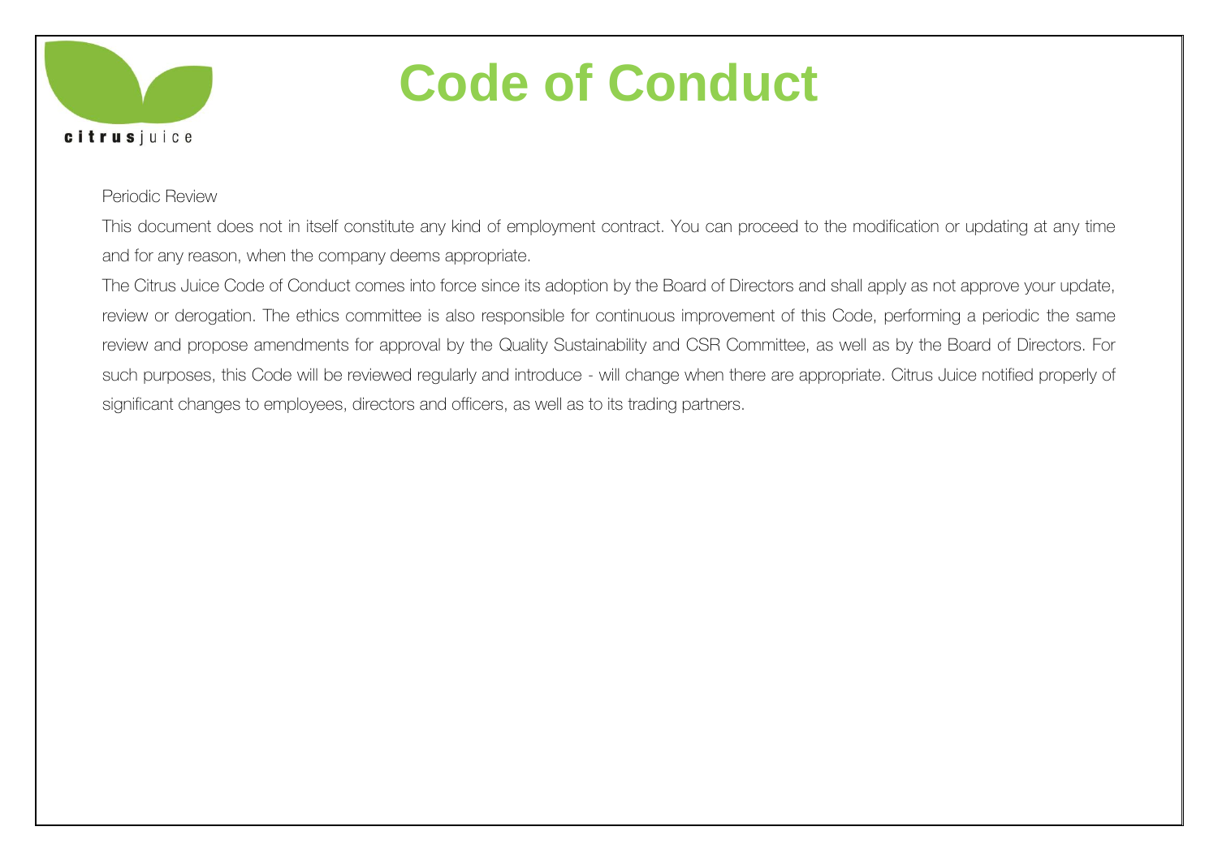Periodic Review

This document does not in itself constitute any kind of employment contract. You can proceed to the modification or updating at any time and for any reason, when the company deems appropriate.

The Citrus Juice Code of Conduct comes into force since its adoption by the Board of Directors and shall apply as not approve your update, review or derogation. The ethics committee is also responsible for continuous improvement of this Code, performing a periodic the same review and propose amendments for approval by the Quality Sustainability and CSR Committee, as well as by the Board of Directors. For such purposes, this Code will be reviewed regularly and introduce - will change when there are appropriate. Citrus Juice notified properly of significant changes to employees, directors and officers, as well as to its trading partners.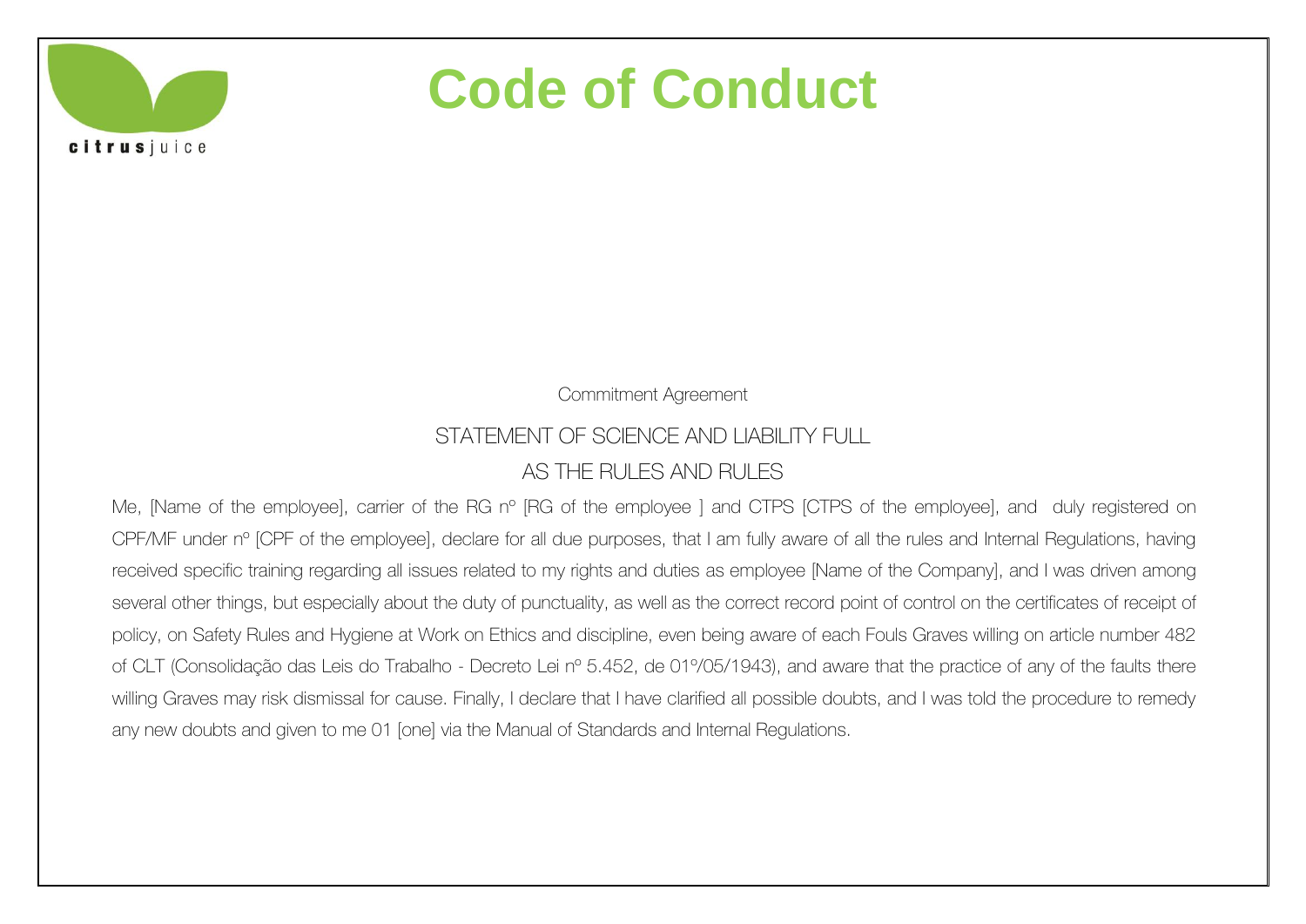citrusjuice

# Code of Conduct

Commitment Agreement

STATEMENT OF SCIENCE AND LIABILITY FULL

AS THE RULES AND RULES

Me, [Name of the employee], carrier of the RG nº [RG of the employee ] and CTPS [CTPS of the employee], and duly registered on CPF/MF under nº [CPF of the employee], declare for all due purposes, that I am fully aware of all the rules and Internal Regulations, having received specific training regarding all issues related to my rights and duties as employee [Name of the Company], and I was driven among several other things, but especially about the duty of punctuality, as well as the correct record point of control on the certificates of receipt of policy, on Safety Rules and Hygiene at Work on Ethics and discipline, even being aware of each Fouls Graves willing on article number 482 of CLT (Consolidação das Leis do Trabalho - Decreto Lei nº 5.452, de 01º/05/1943), and aware that the practice of any of the faults there willing Graves may risk dismissal for cause. Finally, I declare that I have clarified all possible doubts, and I was told the procedure to remedy any new doubts and given to me 01 [one] via the Manual of Standards and Internal Regulations.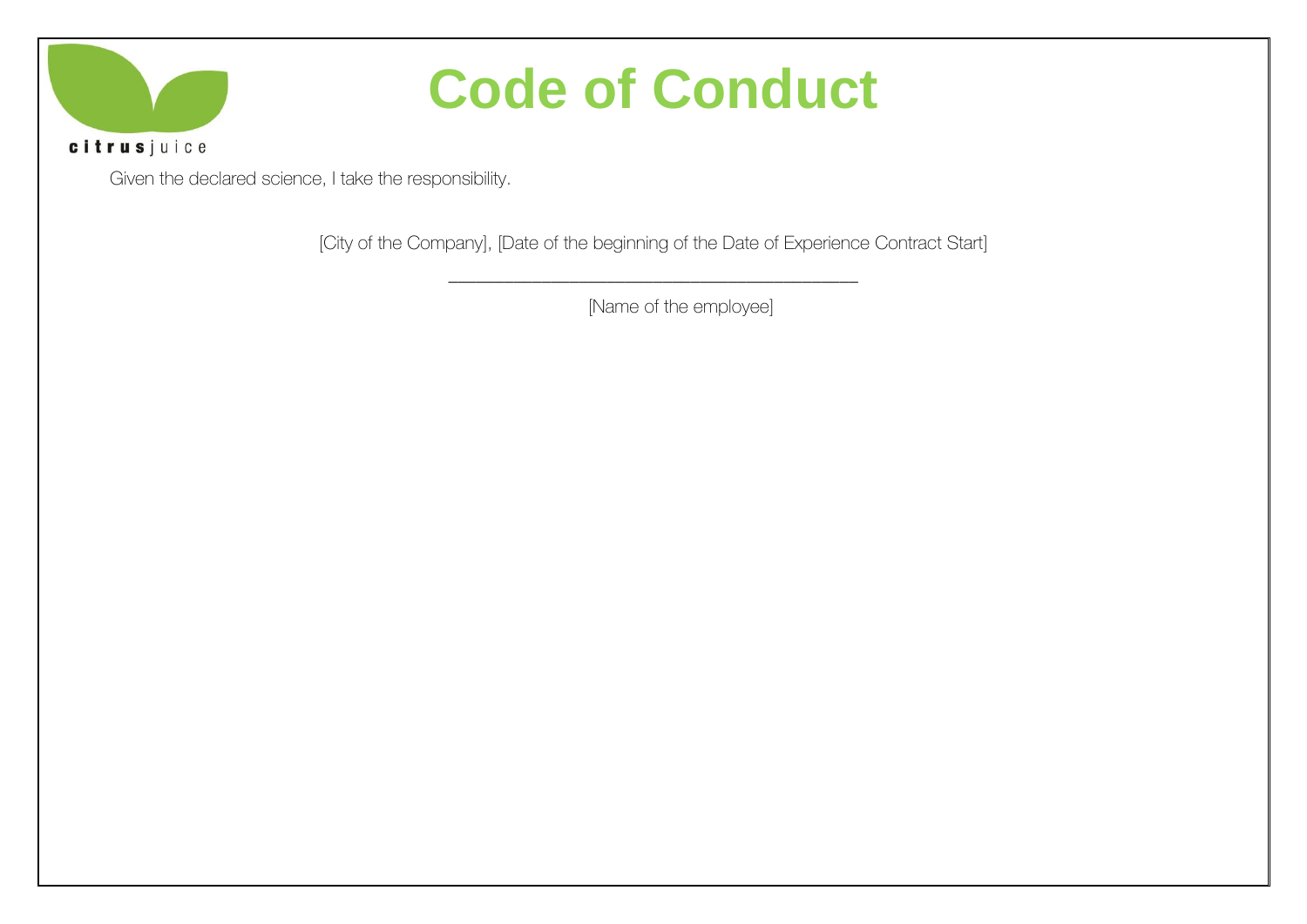citrusjuice

# Code of Conduct

Given the declared science, I take the responsibility.

[City of the Company], [Date of the beginning of the Date of Experience Contract Start]

_______________________________________________

[Name of the employee]